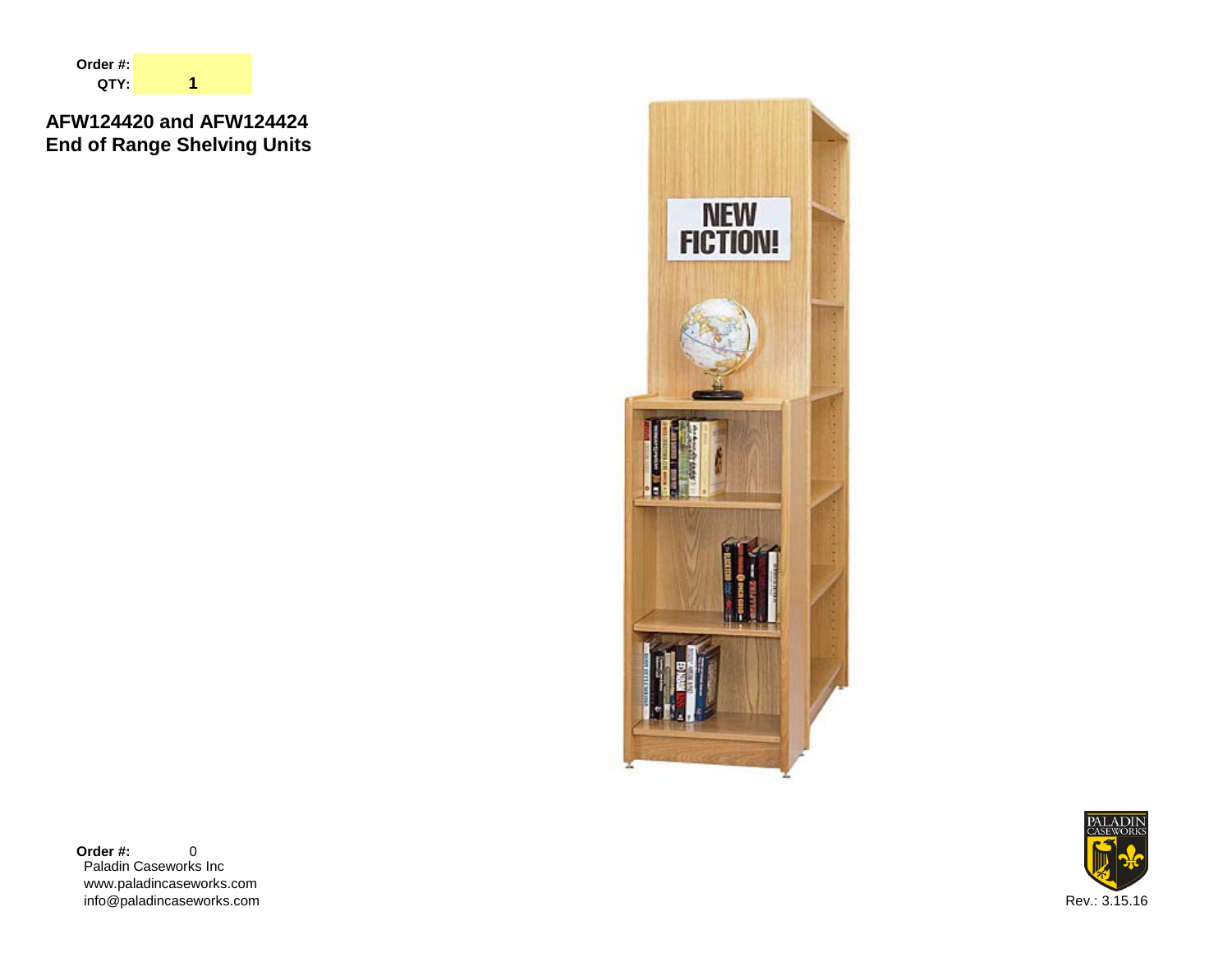**Order #:**
**QTY:** 1

## AFW124420 and AFW124424
## End of Range Shelving Units

**Order #:** 0
Paladin Caseworks Inc
www.paladincaseworks.com
info@paladincaseworks.com

Rev.: 3.15.16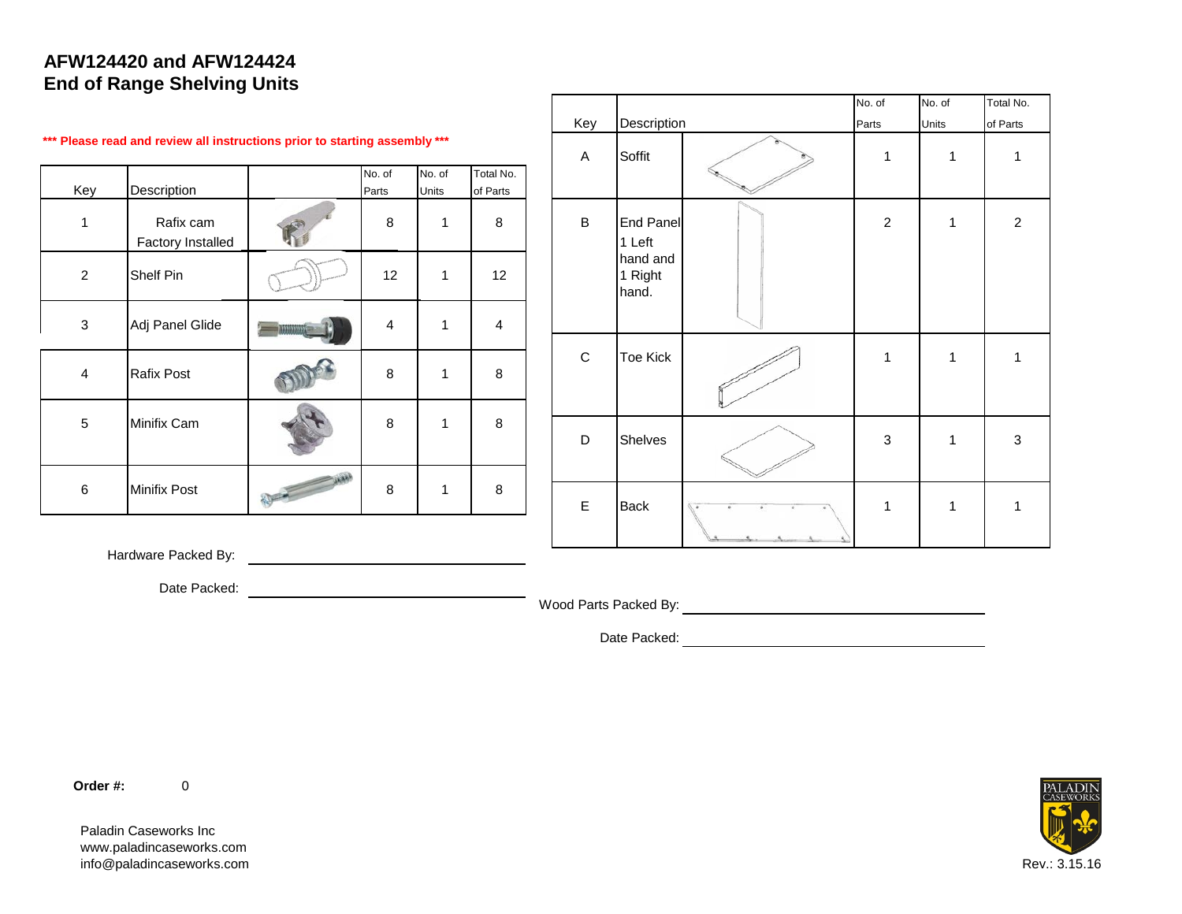# AFW124420 and AFW124424
# End of Range Shelving Units

*** Please read and review all instructions prior to starting assembly ***

| Key | Description | | No. of Parts | No. of Units | Total No. of Parts |
|---|---|---|---|---|---|
| 1 | Rafix cam Factory Installed | | 8 | 1 | 8 |
| 2 | Shelf Pin | | 12 | 1 | 12 |
| 3 | Adj Panel Glide | | 4 | 1 | 4 |
| 4 | Rafix Post | | 8 | 1 | 8 |
| 5 | Minifix Cam | | 8 | 1 | 8 |
| 6 | Minifix Post | | 8 | 1 | 8 |

Hardware Packed By: ______________________

Date Packed: ______________________

| Key | Description | | No. of Parts | No. of Units | Total No. of Parts |
|---|---|---|---|---|---|
| A | Soffit | | 1 | 1 | 1 |
| B | End Panel 1 Left hand and 1 Right hand. | | 2 | 1 | 2 |
| C | Toe Kick | | 1 | 1 | 1 |
| D | Shelves | | 3 | 1 | 3 |
| E | Back | | 1 | 1 | 1 |

Wood Parts Packed By: ______________________

Date Packed: ______________________

**Order #:** 0

Paladin Caseworks Inc
www.paladincaseworks.com
info@paladincaseworks.com

Rev.: 3.15.16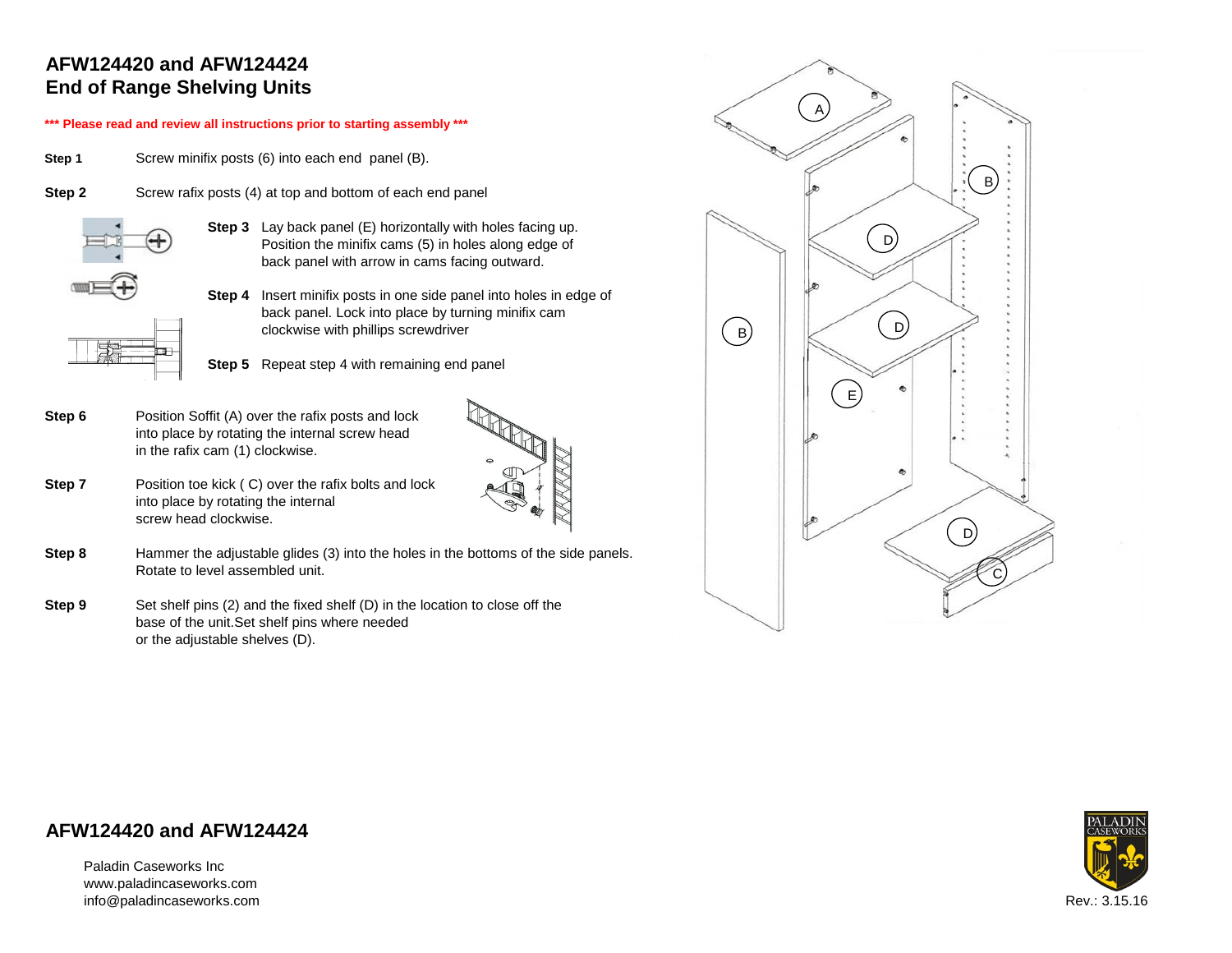# AFW124420 and AFW124424
# End of Range Shelving Units

**\*\*\* Please read and review all instructions prior to starting assembly \*\*\***

**Step 1** Screw minifix posts (6) into each end panel (B).

**Step 2** Screw rafix posts (4) at top and bottom of each end panel

**Step 3** Lay back panel (E) horizontally with holes facing up. Position the minifix cams (5) in holes along edge of back panel with arrow in cams facing outward.

**Step 4** Insert minifix posts in one side panel into holes in edge of back panel. Lock into place by turning minifix cam clockwise with phillips screwdriver

**Step 5** Repeat step 4 with remaining end panel

**Step 6** Position Soffit (A) over the rafix posts and lock into place by rotating the internal screw head in the rafix cam (1) clockwise.

**Step 7** Position toe kick ( C) over the rafix bolts and lock into place by rotating the internal screw head clockwise.

**Step 8** Hammer the adjustable glides (3) into the holes in the bottoms of the side panels. Rotate to level assembled unit.

**Step 9** Set shelf pins (2) and the fixed shelf (D) in the location to close off the base of the unit.Set shelf pins where needed or the adjustable shelves (D).

## AFW124420 and AFW124424

Paladin Caseworks Inc
www.paladincaseworks.com
info@paladincaseworks.com

Rev.: 3.15.16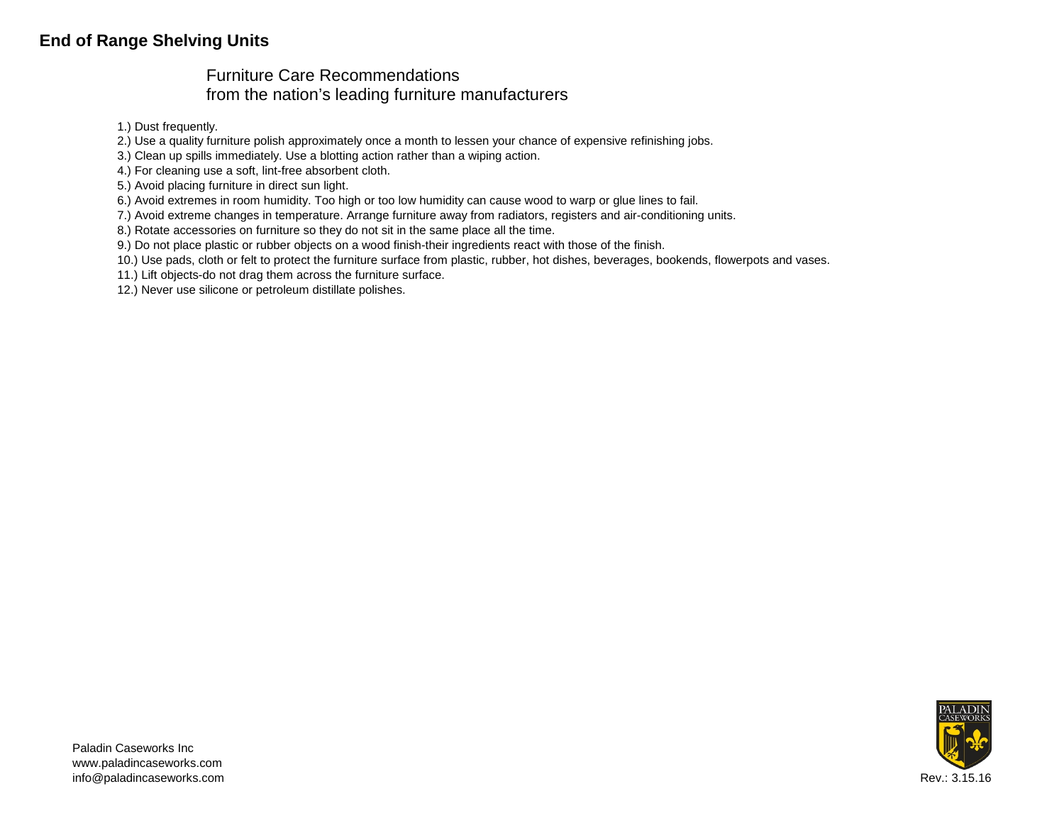# End of Range Shelving Units

## Furniture Care Recommendations
## from the nation's leading furniture manufacturers

1.) Dust frequently.
2.) Use a quality furniture polish approximately once a month to lessen your chance of expensive refinishing jobs.
3.) Clean up spills immediately. Use a blotting action rather than a wiping action.
4.) For cleaning use a soft, lint-free absorbent cloth.
5.) Avoid placing furniture in direct sun light.
6.) Avoid extremes in room humidity. Too high or too low humidity can cause wood to warp or glue lines to fail.
7.) Avoid extreme changes in temperature. Arrange furniture away from radiators, registers and air-conditioning units.
8.) Rotate accessories on furniture so they do not sit in the same place all the time.
9.) Do not place plastic or rubber objects on a wood finish-their ingredients react with those of the finish.
10.) Use pads, cloth or felt to protect the furniture surface from plastic, rubber, hot dishes, beverages, bookends, flowerpots and vases.
11.) Lift objects-do not drag them across the furniture surface.
12.) Never use silicone or petroleum distillate polishes.

Paladin Caseworks Inc
www.paladincaseworks.com
info@paladincaseworks.com

PALADIN CASEWORKS

Rev.: 3.15.16